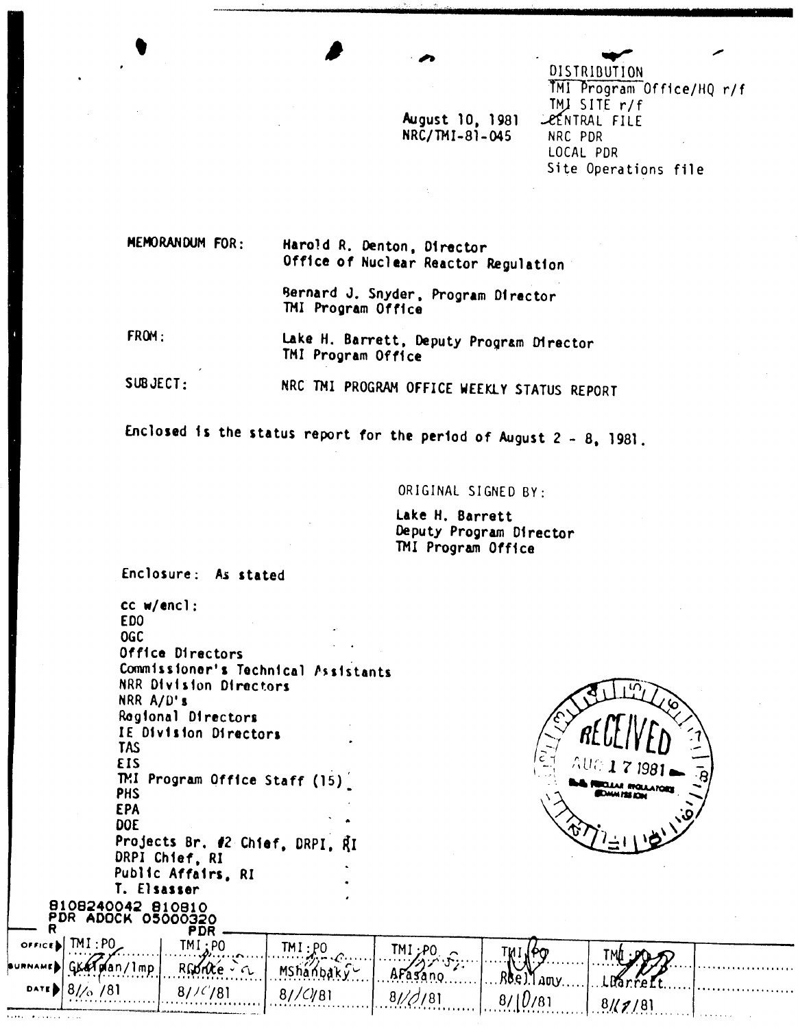DISTRIBUTION
TMI Program Office/HQ r/f
TMI SITE r/f
CENTRAL FILE
NRC PDR
LOCAL PDR
Site Operations file

August 10, 1981
NRC/TMI-81-045

MEMORANDUM FOR: Harold R. Denton, Director
Office of Nuclear Reactor Regulation

Bernard J. Snyder, Program Director
TMI Program Office

FROM: Lake H. Barrett, Deputy Program Director
TMI Program Office

SUBJECT: NRC TMI PROGRAM OFFICE WEEKLY STATUS REPORT

Enclosed is the status report for the period of August 2 - 8, 1981.

ORIGINAL SIGNED BY:

Lake H. Barrett
Deputy Program Director
TMI Program Office

Enclosure: As stated

cc w/encl:
EDO
OGC
Office Directors
Commissioner's Technical Assistants
NRR Division Directors
NRR A/D's
Regional Directors
IE Division Directors
TAS
EIS
TMI Program Office Staff (15)
PHS
EPA
DOE
Projects Br. #2 Chief, DRPI, RI
DRPI Chief, RI
Public Affairs, RI
T. Elsasser

RECEIVED AUG 17 1981 U.S. NUCLEAR REGULATORY COMMISSION

8108240042 810810
PDR ADOCK 05000320
R PDR

| OFFICE | TMI:PO | TMI:PO | TMI:PO | TMI:PO | TMI:PO | TMI:PO |
|---|---|---|---|---|---|---|
| SURNAME | GKalman/lmp | RConte | MShanbaky | AFasano | RBellamy | LBarrett |
| DATE | 8/10/81 | 8/10/81 | 8/10/81 | 8/10/81 | 8/10/81 | 8/17/81 |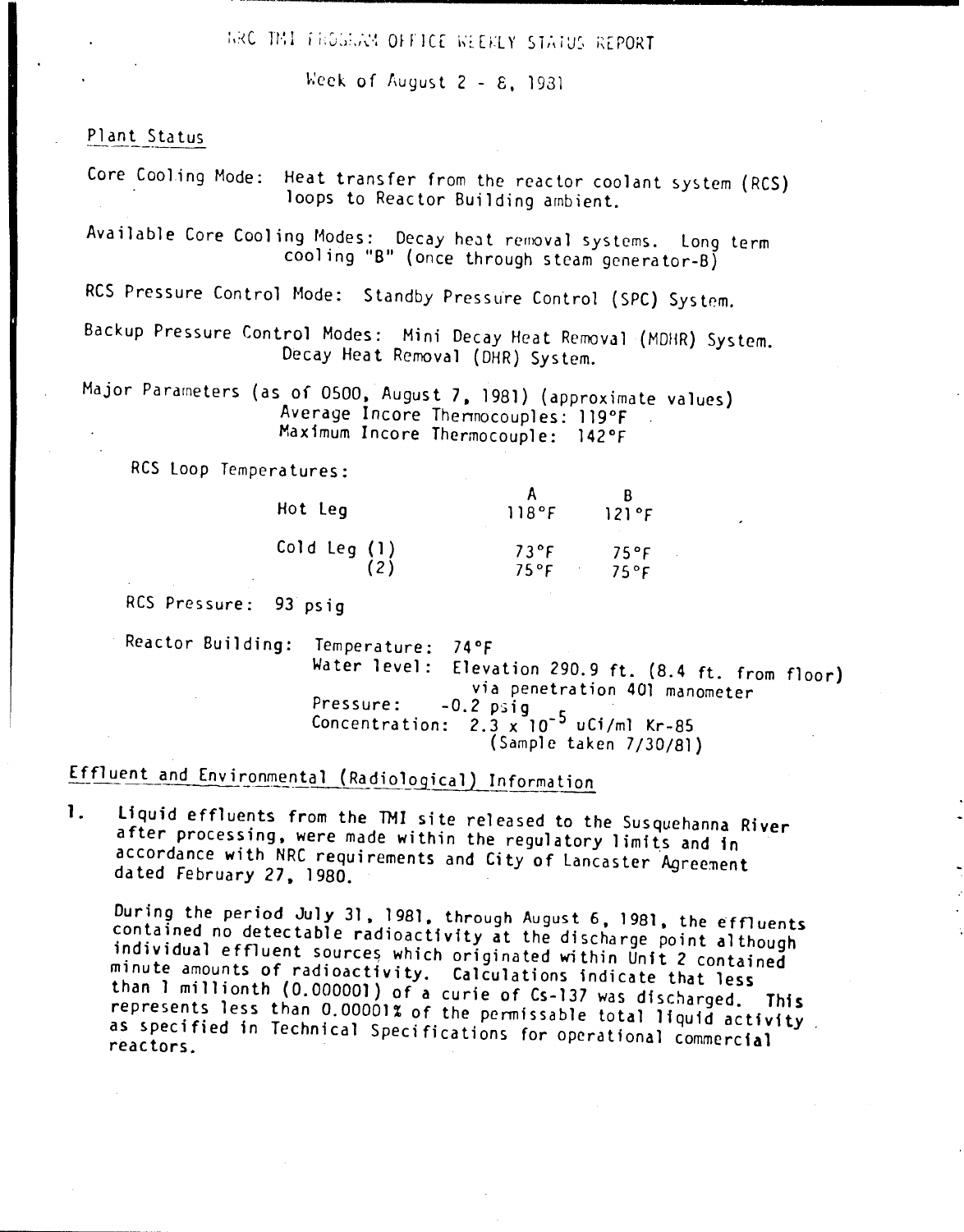# NRC TMI PROGRAM OFFICE WEEKLY STATUS REPORT

Week of August 2 - 8, 1981

## Plant Status

Core Cooling Mode: Heat transfer from the reactor coolant system (RCS) loops to Reactor Building ambient.

Available Core Cooling Modes: Decay heat removal systems. Long term cooling "B" (once through steam generator-B)

RCS Pressure Control Mode: Standby Pressure Control (SPC) System.

Backup Pressure Control Modes: Mini Decay Heat Removal (MDHR) System. Decay Heat Removal (DHR) System.

Major Parameters (as of 0500, August 7, 1981) (approximate values)
Average Incore Thermocouples: 119°F
Maximum Incore Thermocouple: 142°F

RCS Loop Temperatures:

| | A | B |
|---|---|---|
| Hot Leg | 118°F | 121°F |
| Cold Leg (1) | 73°F | 75°F |
| (2) | 75°F | 75°F |

RCS Pressure: 93 psig

Reactor Building: Temperature: 74°F
Water level: Elevation 290.9 ft. (8.4 ft. from floor) via penetration 401 manometer
Pressure: -0.2 psig
Concentration: $2.3 \times 10^{-5}$ uCi/ml Kr-85 (Sample taken 7/30/81)

## Effluent and Environmental (Radiological) Information

1. Liquid effluents from the TMI site released to the Susquehanna River after processing, were made within the regulatory limits and in accordance with NRC requirements and City of Lancaster Agreement dated February 27, 1980.

   During the period July 31, 1981, through August 6, 1981, the effluents contained no detectable radioactivity at the discharge point although individual effluent sources which originated within Unit 2 contained minute amounts of radioactivity. Calculations indicate that less than 1 millionth (0.000001) of a curie of Cs-137 was discharged. This represents less than 0.00001% of the permissable total liquid activity as specified in Technical Specifications for operational commercial reactors.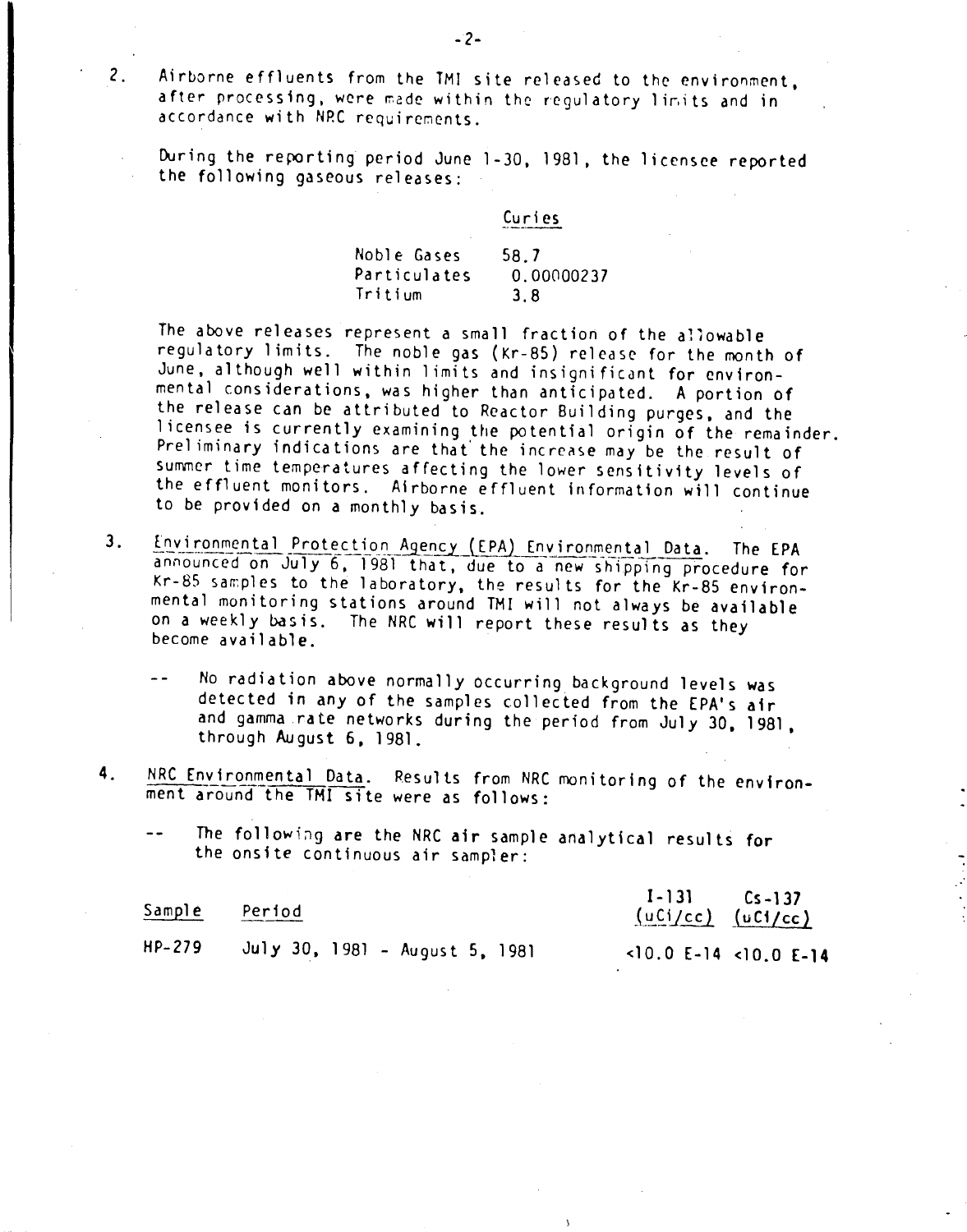2. Airborne effluents from the TMI site released to the environment, after processing, were made within the regulatory limits and in accordance with NRC requirements.

   During the reporting period June 1-30, 1981, the licensee reported the following gaseous releases:

   | | Curies |
   |---|---|
   | Noble Gases | 58.7 |
   | Particulates | 0.00000237 |
   | Tritium | 3.8 |

   The above releases represent a small fraction of the allowable regulatory limits. The noble gas (Kr-85) release for the month of June, although well within limits and insignificant for environmental considerations, was higher than anticipated. A portion of the release can be attributed to Reactor Building purges, and the licensee is currently examining the potential origin of the remainder. Preliminary indications are that the increase may be the result of summer time temperatures affecting the lower sensitivity levels of the effluent monitors. Airborne effluent information will continue to be provided on a monthly basis.

3. Environmental Protection Agency (EPA) Environmental Data. The EPA announced on July 6, 1981 that, due to a new shipping procedure for Kr-85 samples to the laboratory, the results for the Kr-85 environmental monitoring stations around TMI will not always be available on a weekly basis. The NRC will report these results as they become available.

   -- No radiation above normally occurring background levels was detected in any of the samples collected from the EPA's air and gamma rate networks during the period from July 30, 1981, through August 6, 1981.

4. NRC Environmental Data. Results from NRC monitoring of the environment around the TMI site were as follows:

   -- The following are the NRC air sample analytical results for the onsite continuous air sampler:

| Sample | Period | I-131 (uCi/cc) | Cs-137 (uCi/cc) |
|---|---|---|---|
| HP-279 | July 30, 1981 - August 5, 1981 | <10.0 E-14 | <10.0 E-14 |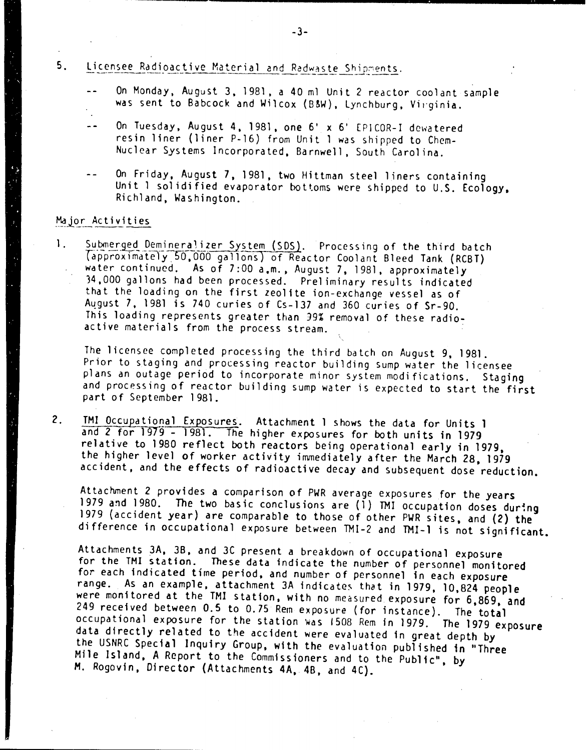5. Licensee Radioactive Material and Radwaste Shipments.

   -- On Monday, August 3, 1981, a 40 ml Unit 2 reactor coolant sample was sent to Babcock and Wilcox (B&W), Lynchburg, Virginia.

   -- On Tuesday, August 4, 1981, one 6' x 6' EPICOR-I dewatered resin liner (liner P-16) from Unit 1 was shipped to Chem-Nuclear Systems Incorporated, Barnwell, South Carolina.

   -- On Friday, August 7, 1981, two Hittman steel liners containing Unit 1 solidified evaporator bottoms were shipped to U.S. Ecology, Richland, Washington.

## Major Activities

1. Submerged Demineralizer System (SDS). Processing of the third batch (approximately 50,000 gallons) of Reactor Coolant Bleed Tank (RCBT) water continued. As of 7:00 a.m., August 7, 1981, approximately 34,000 gallons had been processed. Preliminary results indicated that the loading on the first zeolite ion-exchange vessel as of August 7, 1981 is 740 curies of Cs-137 and 360 curies of Sr-90. This loading represents greater than 99% removal of these radioactive materials from the process stream.

   The licensee completed processing the third batch on August 9, 1981. Prior to staging and processing reactor building sump water the licensee plans an outage period to incorporate minor system modifications. Staging and processing of reactor building sump water is expected to start the first part of September 1981.

2. TMI Occupational Exposures. Attachment 1 shows the data for Units 1 and 2 for 1979 - 1981. The higher exposures for both units in 1979 relative to 1980 reflect both reactors being operational early in 1979, the higher level of worker activity immediately after the March 28, 1979 accident, and the effects of radioactive decay and subsequent dose reduction.

   Attachment 2 provides a comparison of PWR average exposures for the years 1979 and 1980. The two basic conclusions are (1) TMI occupation doses during 1979 (accident year) are comparable to those of other PWR sites, and (2) the difference in occupational exposure between TMI-2 and TMI-1 is not significant.

   Attachments 3A, 3B, and 3C present a breakdown of occupational exposure for the TMI station. These data indicate the number of personnel monitored for each indicated time period, and number of personnel in each exposure range. As an example, attachment 3A indicates that in 1979, 10,824 people were monitored at the TMI station, with no measured exposure for 6,869, and 249 received between 0.5 to 0.75 Rem exposure (for instance). The total occupational exposure for the station was 1508 Rem in 1979. The 1979 exposure data directly related to the accident were evaluated in great depth by the USNRC Special Inquiry Group, with the evaluation published in "Three Mile Island, A Report to the Commissioners and to the Public", by M. Rogovin, Director (Attachments 4A, 4B, and 4C).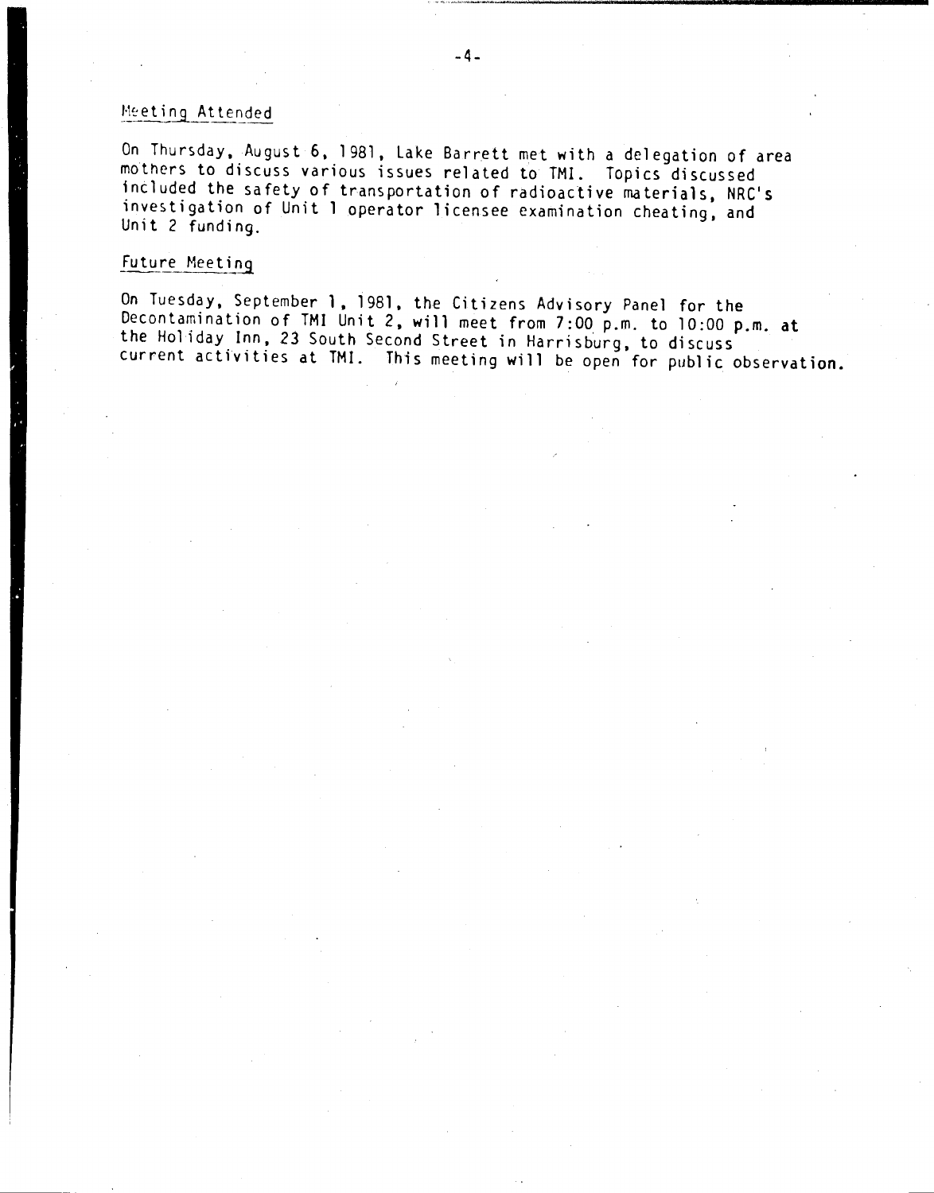## Meeting Attended

On Thursday, August 6, 1981, Lake Barrett met with a delegation of area mothers to discuss various issues related to TMI. Topics discussed included the safety of transportation of radioactive materials, NRC's investigation of Unit 1 operator licensee examination cheating, and Unit 2 funding.

## Future Meeting

On Tuesday, September 1, 1981, the Citizens Advisory Panel for the Decontamination of TMI Unit 2, will meet from 7:00 p.m. to 10:00 p.m. at the Holiday Inn, 23 South Second Street in Harrisburg, to discuss current activities at TMI. This meeting will be open for public observation.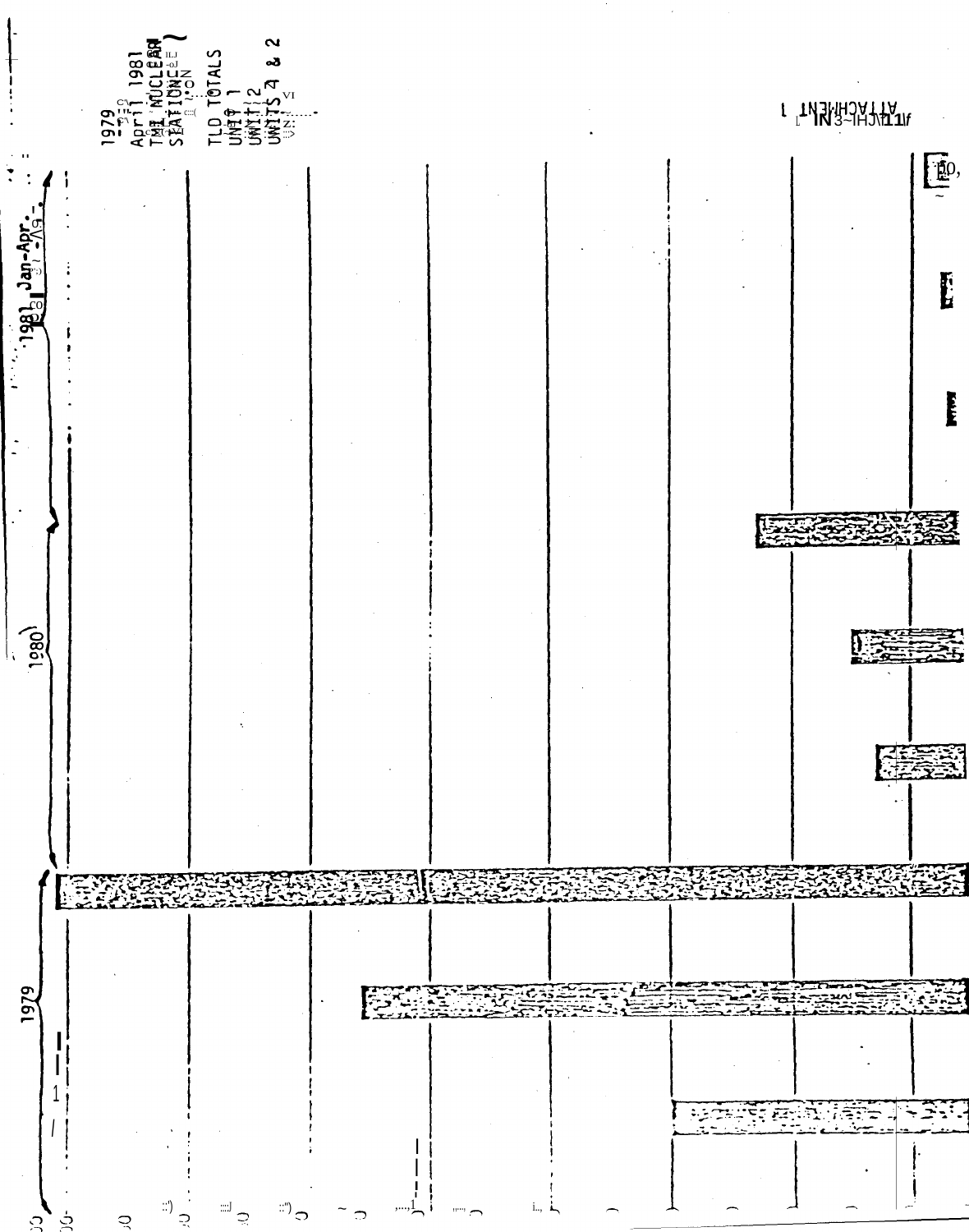1979

April 1981

TMI NUCLEAR STATION

TLD TOTALS

UNIT 1

UNIT 2

UNITS 1 & 2

1979

1980

1981 Jan-Apr.

ATTACHMENT 1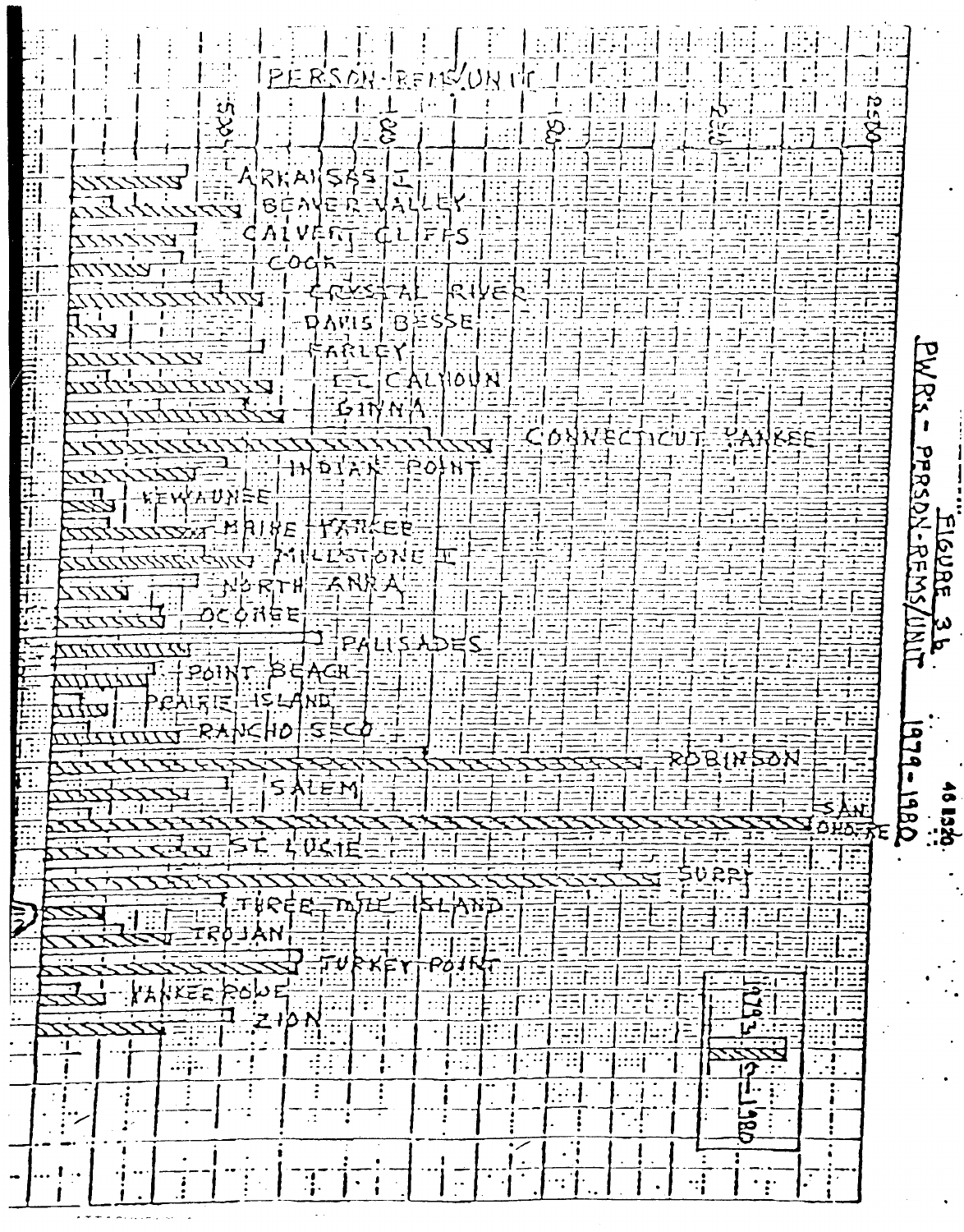**FIGURE 3b**

**PWR's - PERSON-REMS/UNIT 1979-1980**

PERSON-REMS/UNIT

500 | 1000 | 1500 | 2000 | 2500

ARKANSAS I
BEAVER VALLEY
CALVERT CLIFFS
COOK
CRYSTAL RIVER
DAVIS BESSE
FARLEY
FT. CALHOUN
GINNA
CONNECTICUT YANKEE
INDIAN POINT
KEWAUNEE
MAINE YANKEE
MILLSTONE II
NORTH ANNA
OCONEE
PALISADES
POINT BEACH
PRAIRIE ISLAND
RANCHO SECO
ROBINSON
SALEM
SAN ONOFRE
ST. LUCIE
SURRY
THREE MILE ISLAND
TROJAN
TURKEY POINT
YANKEE ROWE
ZION

Legend: 1979 / 1980

461320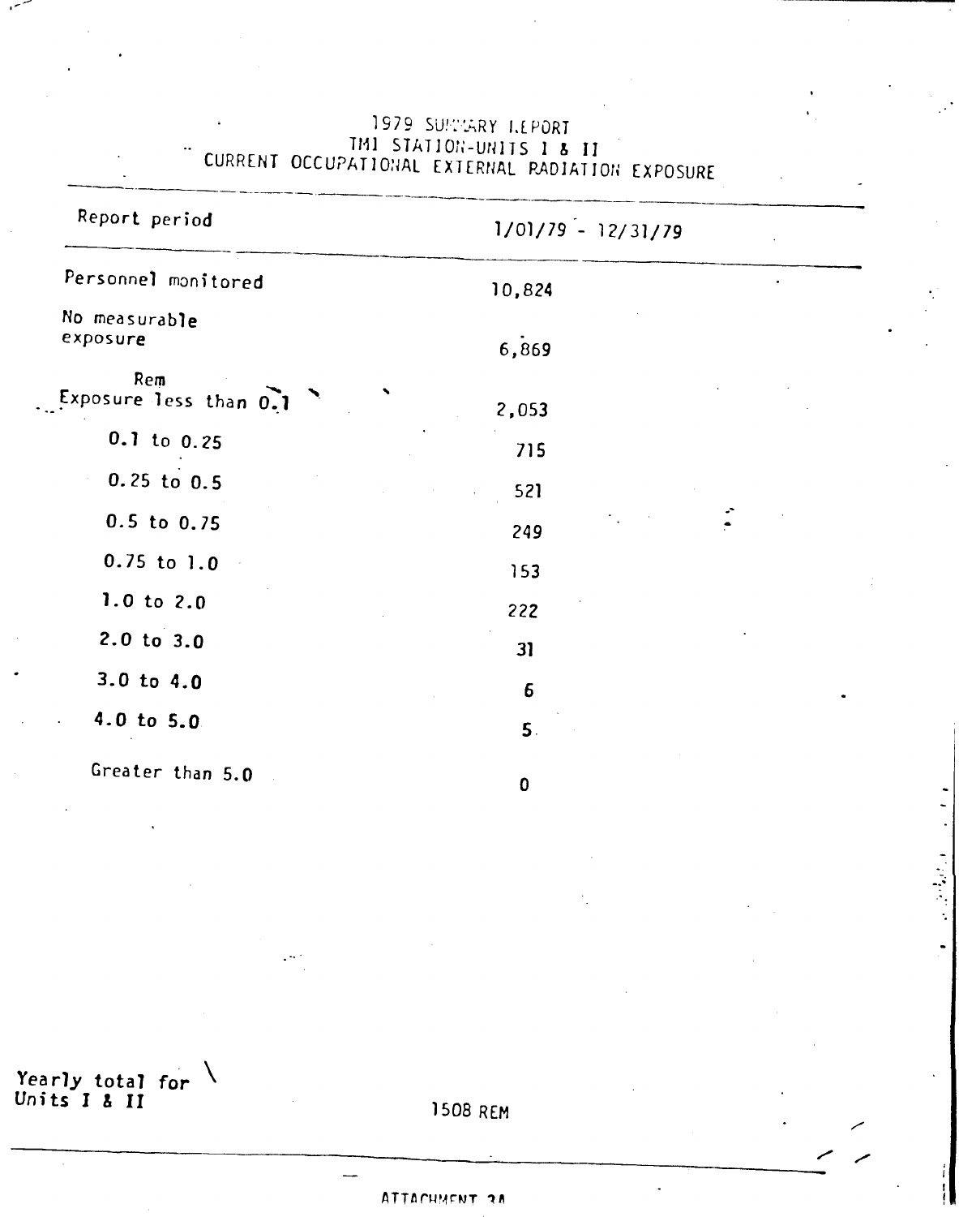# 1979 SUMMARY REPORT

## TMI STATION-UNITS I & II

## CURRENT OCCUPATIONAL EXTERNAL RADIATION EXPOSURE

| Report period | 1/01/79 - 12/31/79 |
|---|---|
| Personnel monitored | 10,824 |
| No measurable exposure | 6,869 |
| Rem Exposure less than 0.1 | 2,053 |
| 0.1 to 0.25 | 715 |
| 0.25 to 0.5 | 521 |
| 0.5 to 0.75 | 249 |
| 0.75 to 1.0 | 153 |
| 1.0 to 2.0 | 222 |
| 2.0 to 3.0 | 31 |
| 3.0 to 4.0 | 6 |
| 4.0 to 5.0 | 5 |
| Greater than 5.0 | 0 |
| Yearly total for Units I & II | 1508 REM |

ATTACHMENT 3A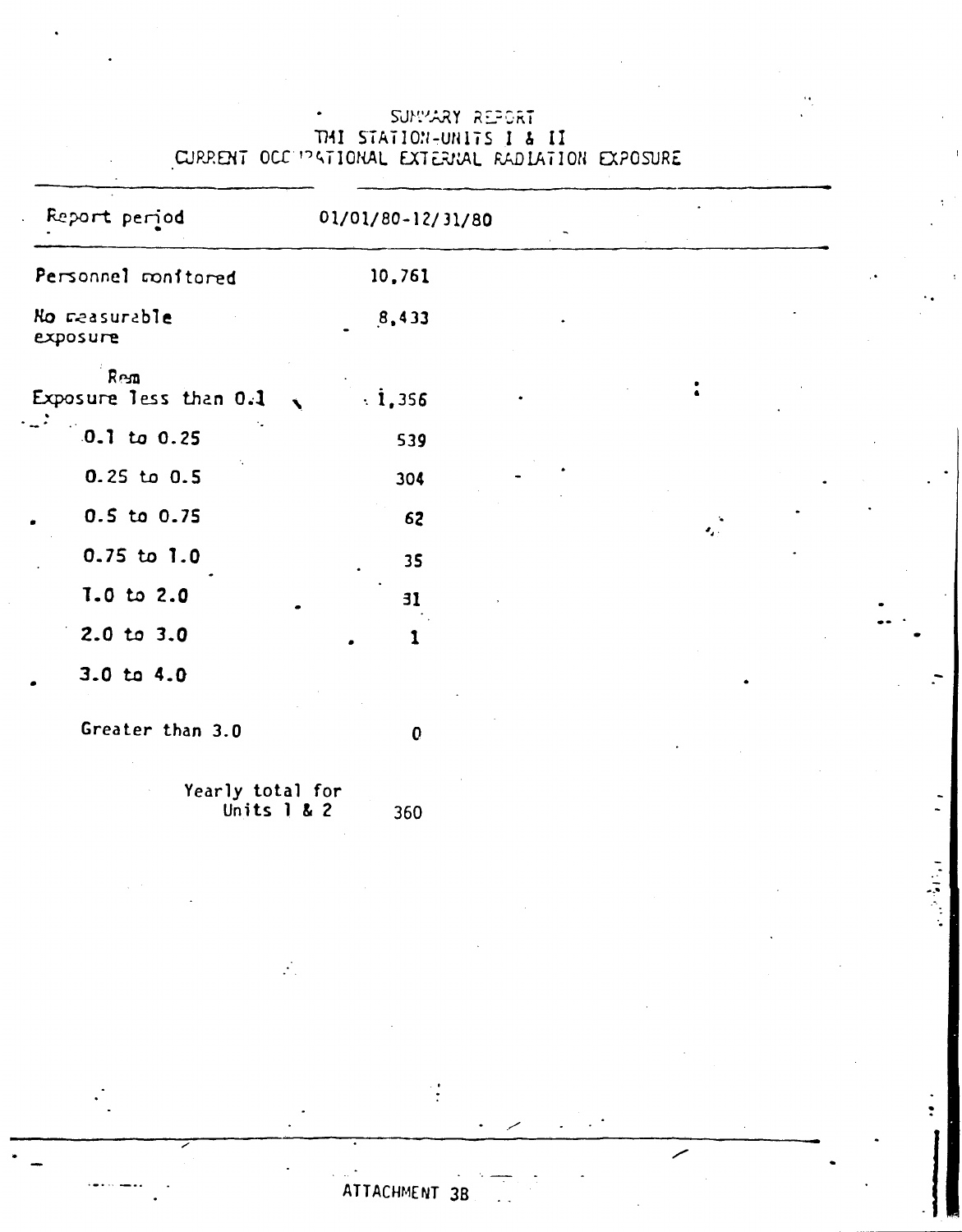# SUMMARY REPORT
## TMI STATION-UNITS I & II
## CURRENT OCCUPATIONAL EXTERNAL RADIATION EXPOSURE

| Report period | 01/01/80-12/31/80 |
|---|---|
| Personnel monitored | 10,761 |
| No measurable exposure | 8,433 |
| **Rem** | |
| Exposure less than 0.1 | 1,356 |
| 0.1 to 0.25 | 539 |
| 0.25 to 0.5 | 304 |
| 0.5 to 0.75 | 62 |
| 0.75 to 1.0 | 35 |
| 1.0 to 2.0 | 31 |
| 2.0 to 3.0 | 1 |
| 3.0 to 4.0 | |
| Greater than 3.0 | 0 |
| Yearly total for Units 1 & 2 | 360 |

ATTACHMENT 3B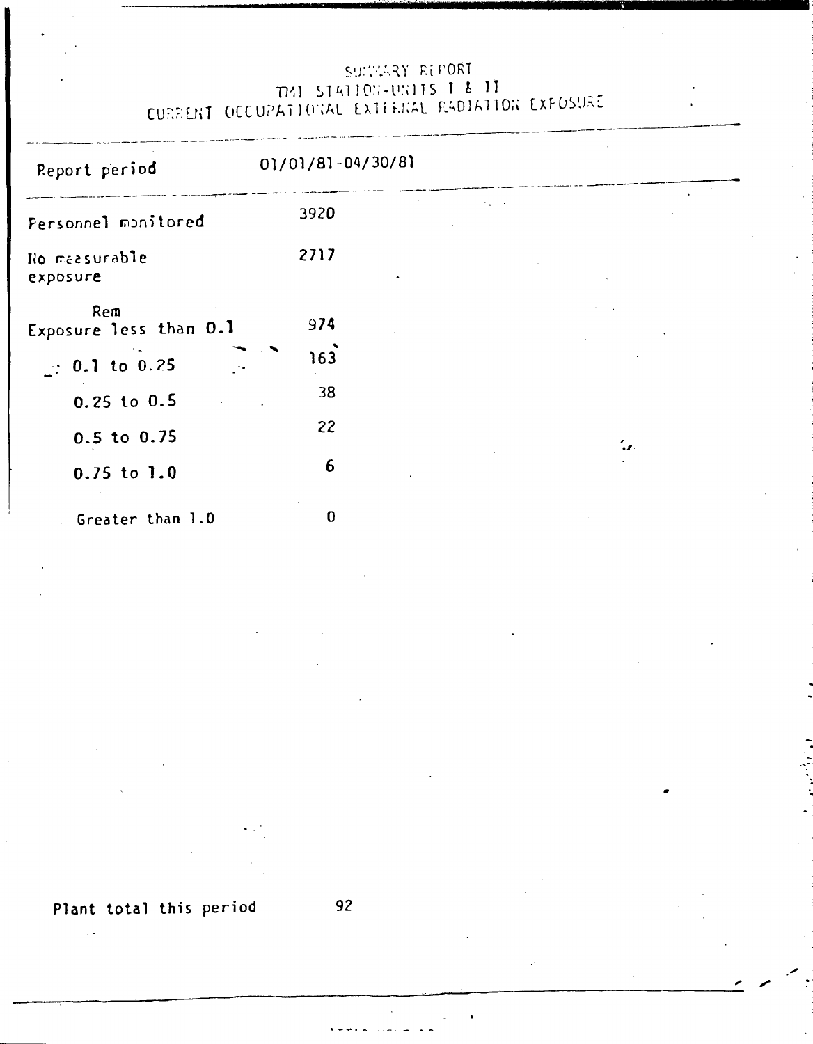# SUMMARY REPORT
## TMI STATION-UNITS I & II
## CURRENT OCCUPATIONAL EXTERNAL RADIATION EXPOSURE

| Report period | 01/01/81-04/30/81 |
|---|---|
| Personnel monitored | 3920 |
| No measurable exposure | 2717 |
| Rem | |
| Exposure less than 0.1 | 974 |
| 0.1 to 0.25 | 163 |
| 0.25 to 0.5 | 38 |
| 0.5 to 0.75 | 22 |
| 0.75 to 1.0 | 6 |
| Greater than 1.0 | 0 |

Plant total this period 92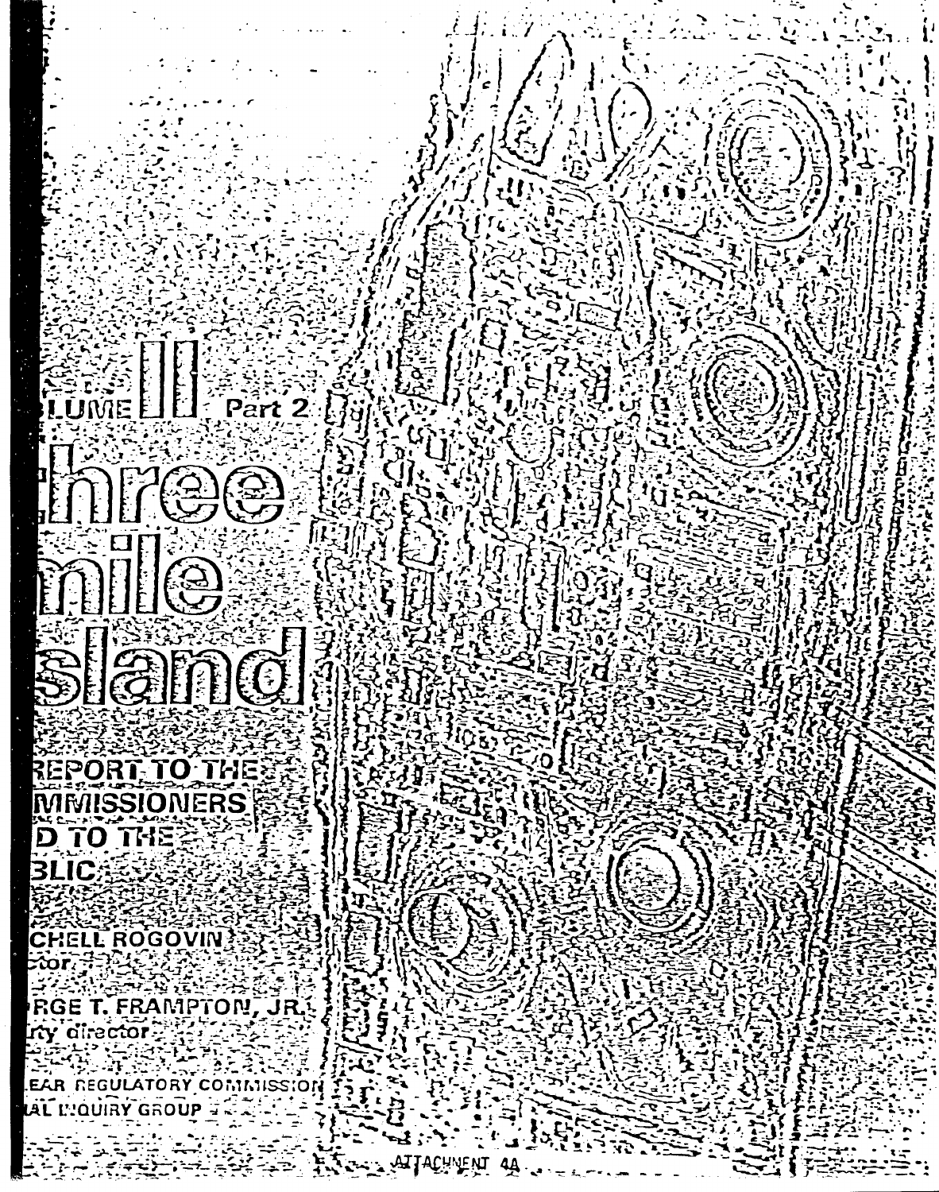LUME II Part 2

# hree mile sland

REPORT TO THE MMISSIONERS D TO THE BLIC

CHELL ROGOVIN
ctor

RGE T. FRAMPTON, JR.
ty director

EAR REGULATORY COMMISSION
AL INQUIRY GROUP

ATTACHMENT 4A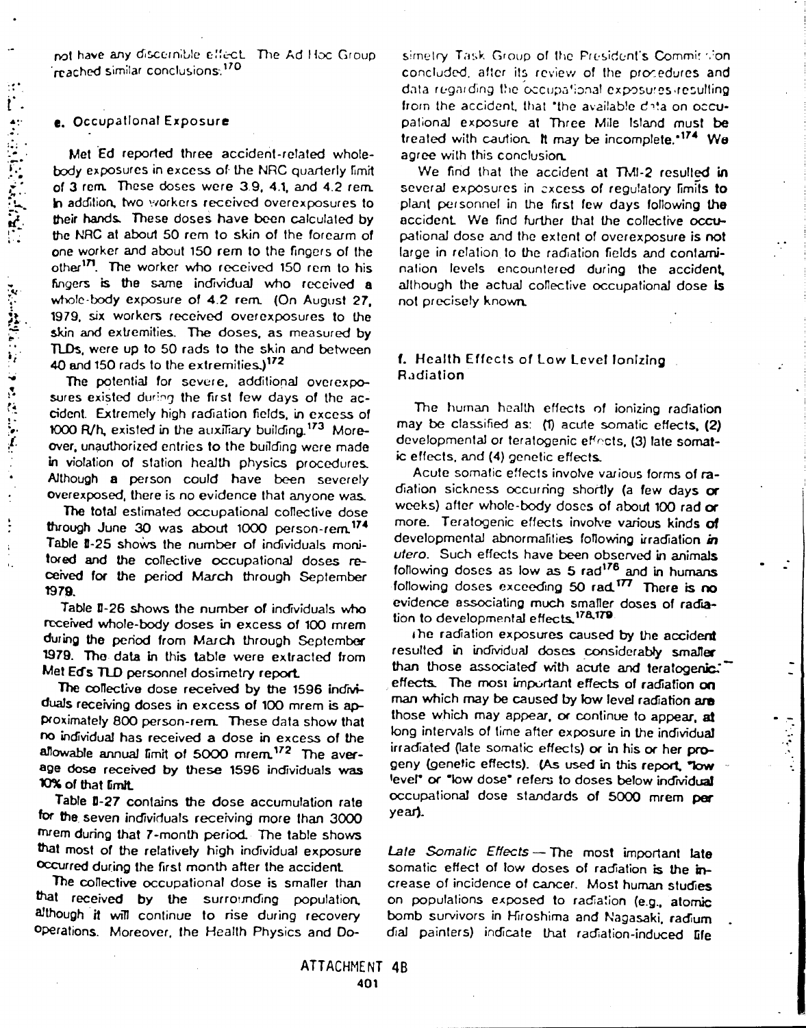not have any discernible effect. The Ad Hoc Group reached similar conclusions.[170]

### e. Occupational Exposure

Met Ed reported three accident-related whole-body exposures in excess of the NRC quarterly limit of 3 rem. These doses were 3.9, 4.1, and 4.2 rem. In addition, two workers received overexposures to their hands. These doses have been calculated by the NRC at about 50 rem to skin of the forearm of one worker and about 150 rem to the fingers of the other[171]. The worker who received 150 rem to his fingers is the same individual who received a whole-body exposure of 4.2 rem. (On August 27, 1979, six workers received overexposures to the skin and extremities. The doses, as measured by TLDs, were up to 50 rads to the skin and between 40 and 150 rads to the extremities.)[172]

The potential for severe, additional overexposures existed during the first few days of the accident. Extremely high radiation fields, in excess of 1000 R/h, existed in the auxiliary building.[173] Moreover, unauthorized entries to the building were made in violation of station health physics procedures. Although a person could have been severely overexposed, there is no evidence that anyone was.

The total estimated occupational collective dose through June 30 was about 1000 person-rem.[174] Table II-25 shows the number of individuals monitored and the collective occupational doses received for the period March through September 1979.

Table II-26 shows the number of individuals who received whole-body doses in excess of 100 mrem during the period from March through September 1979. The data in this table were extracted from Met Ed's TLD personnel dosimetry report.

The collective dose received by the 1596 individuals receiving doses in excess of 100 mrem is approximately 800 person-rem. These data show that no individual has received a dose in excess of the allowable annual limit of 5000 mrem.[172] The average dose received by these 1596 individuals was 10% of that limit.

Table II-27 contains the dose accumulation rate for the seven individuals receiving more than 3000 mrem during that 7-month period. The table shows that most of the relatively high individual exposure occurred during the first month after the accident.

The collective occupational dose is smaller than that received by the surrounding population, although it will continue to rise during recovery operations. Moreover, the Health Physics and Dosimetry Task Group of the President's Commission concluded, after its review of the procedures and data regarding the occupational exposures resulting from the accident, that "the available data on occupational exposure at Three Mile Island must be treated with caution. It may be incomplete."[174] We agree with this conclusion.

We find that the accident at TMI-2 resulted in several exposures in excess of regulatory limits to plant personnel in the first few days following the accident. We find further that the collective occupational dose and the extent of overexposure is not large in relation to the radiation fields and contamination levels encountered during the accident, although the actual collective occupational dose is not precisely known.

### f. Health Effects of Low Level Ionizing Radiation

The human health effects of ionizing radiation may be classified as: (1) acute somatic effects, (2) developmental or teratogenic effects, (3) late somatic effects, and (4) genetic effects.

Acute somatic effects involve various forms of radiation sickness occurring shortly (a few days or weeks) after whole-body doses of about 100 rad or more. Teratogenic effects involve various kinds of developmental abnormalities following irradiation *in utero*. Such effects have been observed in animals following doses as low as 5 rad[176] and in humans following doses exceeding 50 rad.[177] There is no evidence associating much smaller doses of radiation to developmental effects.[178,179]

The radiation exposures caused by the accident resulted in individual doses considerably smaller than those associated with acute and teratogenic effects. The most important effects of radiation on man which may be caused by low level radiation are those which may appear, or continue to appear, at long intervals of time after exposure in the individual irradiated (late somatic effects) or in his or her progeny (genetic effects). (As used in this report, "low level" or "low dose" refers to doses below individual occupational dose standards of 5000 mrem per year).

*Late Somatic Effects* — The most important late somatic effect of low doses of radiation is the increase of incidence of cancer. Most human studies on populations exposed to radiation (e.g., atomic bomb survivors in Hiroshima and Nagasaki, radium dial painters) indicate that radiation-induced life

ATTACHMENT 4B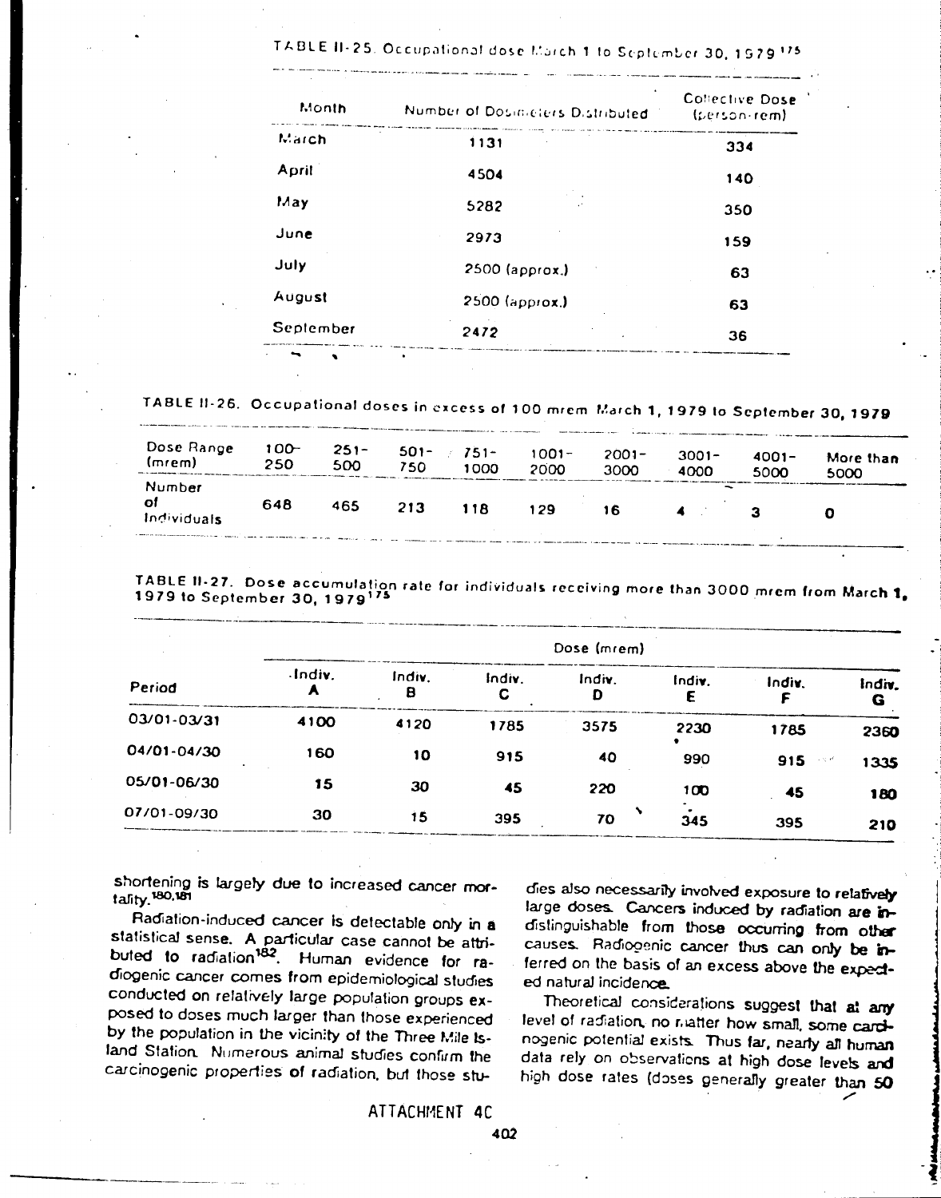TABLE II-25. Occupational dose March 1 to September 30, 1979[175]

| Month | Number of Dosimeters Distributed | Collective Dose (person-rem) |
|---|---|---|
| March | 1131 | 334 |
| April | 4504 | 140 |
| May | 5282 | 350 |
| June | 2973 | 159 |
| July | 2500 (approx.) | 63 |
| August | 2500 (approx.) | 63 |
| September | 2472 | 36 |

TABLE II-26. Occupational doses in excess of 100 mrem March 1, 1979 to September 30, 1979

| Dose Range (mrem) | 100–250 | 251–500 | 501–750 | 751–1000 | 1001–2000 | 2001–3000 | 3001–4000 | 4001–5000 | More than 5000 |
|---|---|---|---|---|---|---|---|---|---|
| Number of Individuals | 648 | 465 | 213 | 118 | 129 | 16 | 4 | 3 | 0 |

TABLE II-27. Dose accumulation rate for individuals receiving more than 3000 mrem from March 1, 1979 to September 30, 1979[175]

| | Dose (mrem) | | | | | | |
|---|---|---|---|---|---|---|---|
| Period | Indiv. A | Indiv. B | Indiv. C | Indiv. D | Indiv. E | Indiv. F | Indiv. G |
| 03/01-03/31 | 4100 | 4120 | 1785 | 3575 | 2230 | 1785 | 2360 |
| 04/01-04/30 | 160 | 10 | 915 | 40 | 990 | 915 | 1335 |
| 05/01-06/30 | 15 | 30 | 45 | 220 | 100 | 45 | 180 |
| 07/01-09/30 | 30 | 15 | 395 | 70 | 345 | 395 | 210 |

shortening is largely due to increased cancer mortality.[180,181]

Radiation-induced cancer is detectable only in a statistical sense. A particular case cannot be attributed to radiation[182]. Human evidence for radiogenic cancer comes from epidemiological studies conducted on relatively large population groups exposed to doses much larger than those experienced by the population in the vicinity of the Three Mile Island Station. Numerous animal studies confirm the carcinogenic properties of radiation, but those studies also necessarily involved exposure to relatively large doses. Cancers induced by radiation are indistinguishable from those occurring from other causes. Radiogenic cancer thus can only be inferred on the basis of an excess above the expected natural incidence.

Theoretical considerations suggest that at any level of radiation, no matter how small, some carcinogenic potential exists. Thus far, nearly all human data rely on observations at high dose levels and high dose rates (doses generally greater than 50

ATTACHMENT 4C